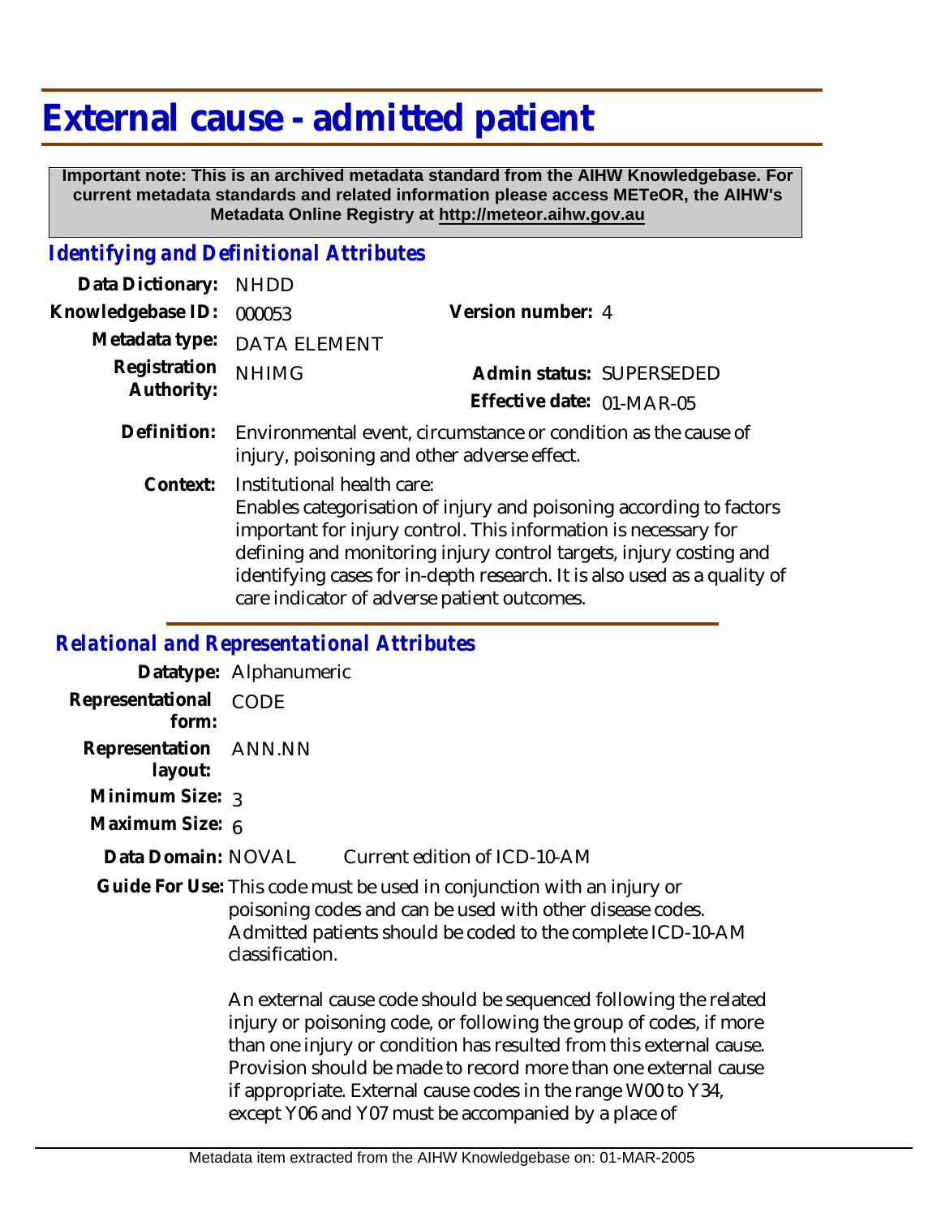# External cause - admitted patient

**Important note: This is an archived metadata standard from the AIHW Knowledgebase. For current metadata standards and related information please access METeOR, the AIHW's Metadata Online Registry at http://meteor.aihw.gov.au**

## *Identifying and Definitional Attributes*

**Data Dictionary:** NHDD

**Knowledgebase ID:** 000053 **Version number:** 4

**Metadata type:** DATA ELEMENT

**Registration Authority:** NHIMG **Admin status:** SUPERSEDED

**Effective date:** 01-MAR-05

**Definition:** Environmental event, circumstance or condition as the cause of injury, poisoning and other adverse effect.

**Context:** Institutional health care:
Enables categorisation of injury and poisoning according to factors important for injury control. This information is necessary for defining and monitoring injury control targets, injury costing and identifying cases for in-depth research. It is also used as a quality of care indicator of adverse patient outcomes.

## *Relational and Representational Attributes*

**Datatype:** Alphanumeric

**Representational form:** CODE

**Representation layout:** ANN.NN

**Minimum Size:** 3

**Maximum Size:** 6

**Data Domain:** NOVAL Current edition of ICD-10-AM

**Guide For Use:** This code must be used in conjunction with an injury or poisoning codes and can be used with other disease codes. Admitted patients should be coded to the complete ICD-10-AM classification.

An external cause code should be sequenced following the related injury or poisoning code, or following the group of codes, if more than one injury or condition has resulted from this external cause. Provision should be made to record more than one external cause if appropriate. External cause codes in the range W00 to Y34, except Y06 and Y07 must be accompanied by a place of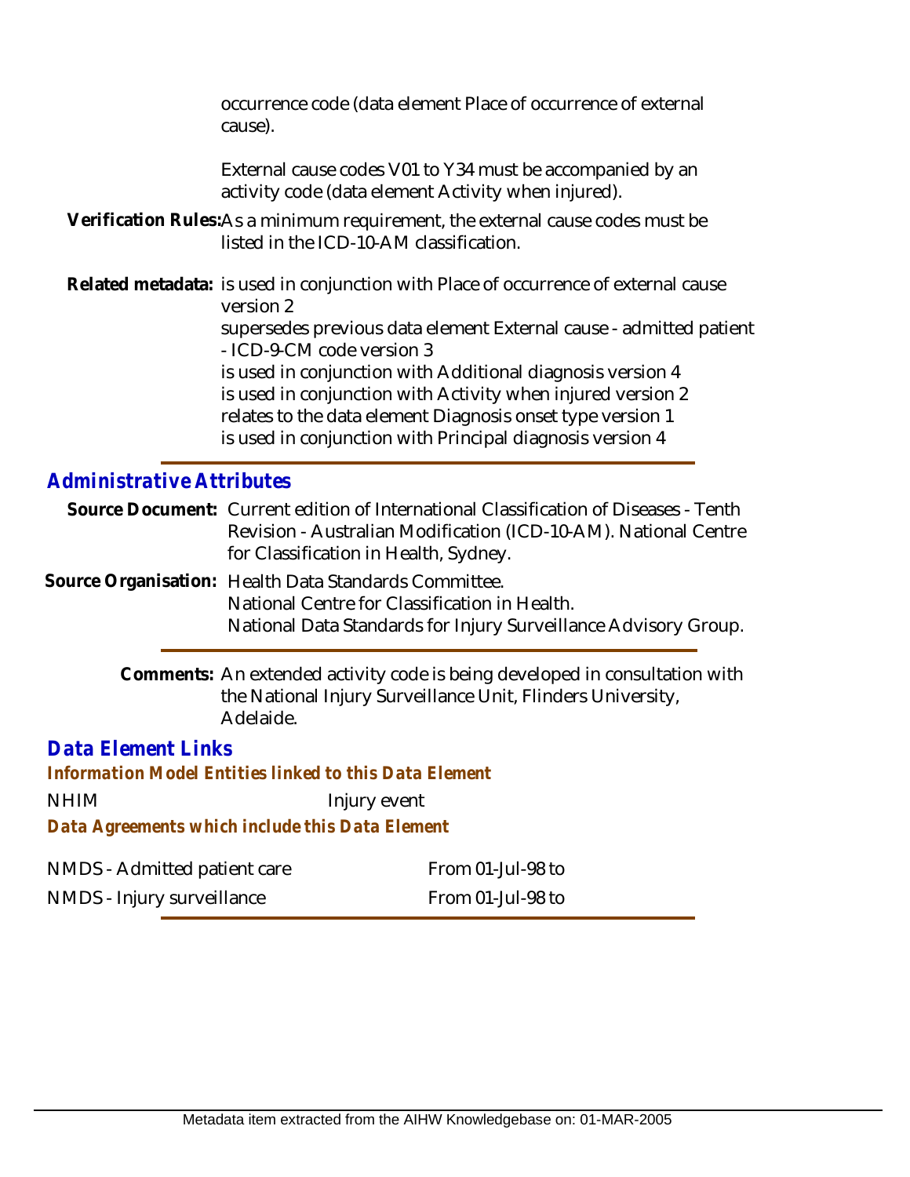occurrence code (data element Place of occurrence of external cause).

External cause codes V01 to Y34 must be accompanied by an activity code (data element Activity when injured).

**Verification Rules:** As a minimum requirement, the external cause codes must be listed in the ICD-10-AM classification.

**Related metadata:** is used in conjunction with Place of occurrence of external cause version 2
supersedes previous data element External cause - admitted patient - ICD-9-CM code version 3
is used in conjunction with Additional diagnosis version 4
is used in conjunction with Activity when injured version 2
relates to the data element Diagnosis onset type version 1
is used in conjunction with Principal diagnosis version 4

## Administrative Attributes

**Source Document:** Current edition of International Classification of Diseases - Tenth Revision - Australian Modification (ICD-10-AM). National Centre for Classification in Health, Sydney.

**Source Organisation:** Health Data Standards Committee.
National Centre for Classification in Health.
National Data Standards for Injury Surveillance Advisory Group.

**Comments:** An extended activity code is being developed in consultation with the National Injury Surveillance Unit, Flinders University, Adelaide.

## Data Element Links

### Information Model Entities linked to this Data Element

| | |
|---|---|
| NHIM | Injury event |

### Data Agreements which include this Data Element

| | |
|---|---|
| NMDS - Admitted patient care | From 01-Jul-98 to |
| NMDS - Injury surveillance | From 01-Jul-98 to |

Metadata item extracted from the AIHW Knowledgebase on: 01-MAR-2005